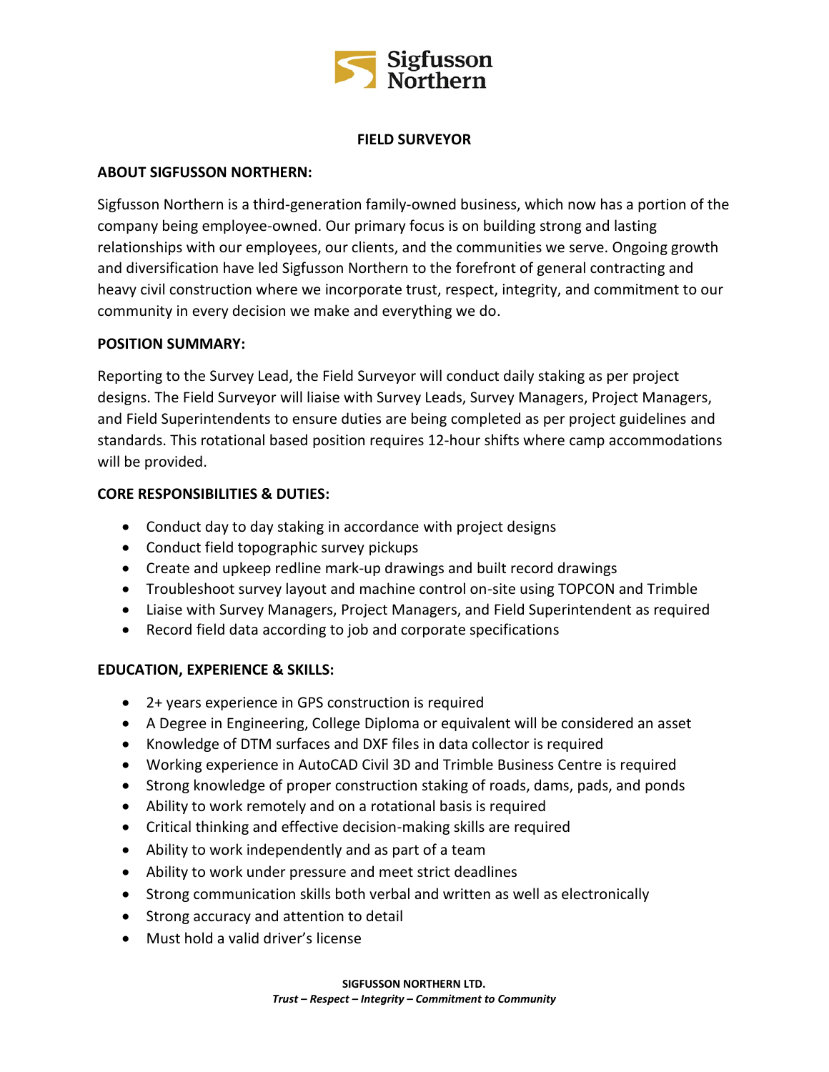Sigfusson Northern

# FIELD SURVEYOR

## ABOUT SIGFUSSON NORTHERN:

Sigfusson Northern is a third-generation family-owned business, which now has a portion of the company being employee-owned. Our primary focus is on building strong and lasting relationships with our employees, our clients, and the communities we serve. Ongoing growth and diversification have led Sigfusson Northern to the forefront of general contracting and heavy civil construction where we incorporate trust, respect, integrity, and commitment to our community in every decision we make and everything we do.

## POSITION SUMMARY:

Reporting to the Survey Lead, the Field Surveyor will conduct daily staking as per project designs. The Field Surveyor will liaise with Survey Leads, Survey Managers, Project Managers, and Field Superintendents to ensure duties are being completed as per project guidelines and standards. This rotational based position requires 12-hour shifts where camp accommodations will be provided.

## CORE RESPONSIBILITIES & DUTIES:

- Conduct day to day staking in accordance with project designs
- Conduct field topographic survey pickups
- Create and upkeep redline mark-up drawings and built record drawings
- Troubleshoot survey layout and machine control on-site using TOPCON and Trimble
- Liaise with Survey Managers, Project Managers, and Field Superintendent as required
- Record field data according to job and corporate specifications

## EDUCATION, EXPERIENCE & SKILLS:

- 2+ years experience in GPS construction is required
- A Degree in Engineering, College Diploma or equivalent will be considered an asset
- Knowledge of DTM surfaces and DXF files in data collector is required
- Working experience in AutoCAD Civil 3D and Trimble Business Centre is required
- Strong knowledge of proper construction staking of roads, dams, pads, and ponds
- Ability to work remotely and on a rotational basis is required
- Critical thinking and effective decision-making skills are required
- Ability to work independently and as part of a team
- Ability to work under pressure and meet strict deadlines
- Strong communication skills both verbal and written as well as electronically
- Strong accuracy and attention to detail
- Must hold a valid driver's license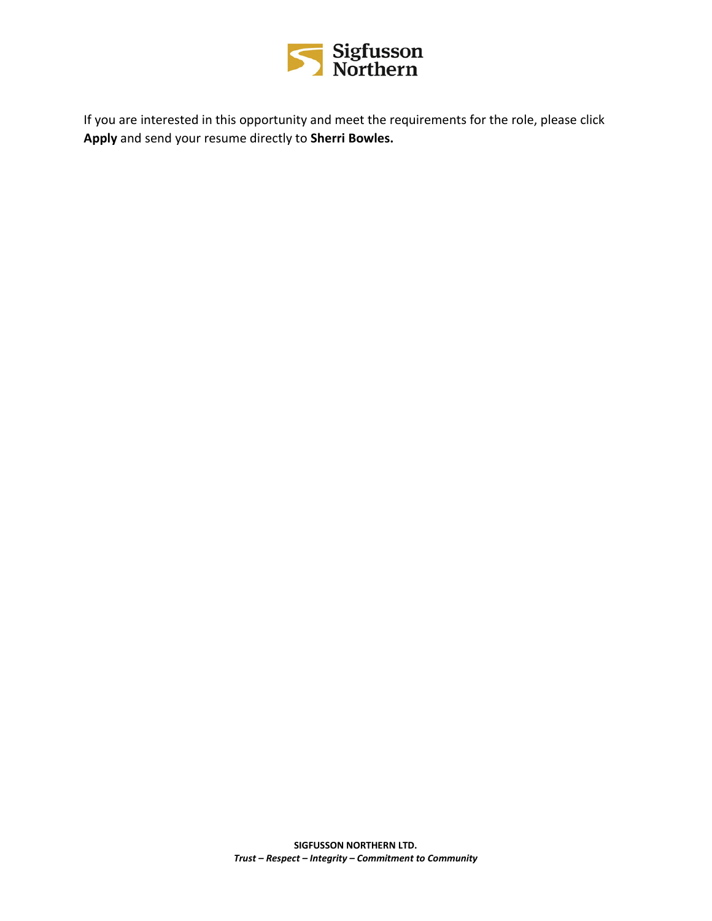If you are interested in this opportunity and meet the requirements for the role, please click **Apply** and send your resume directly to **Sherri Bowles.**